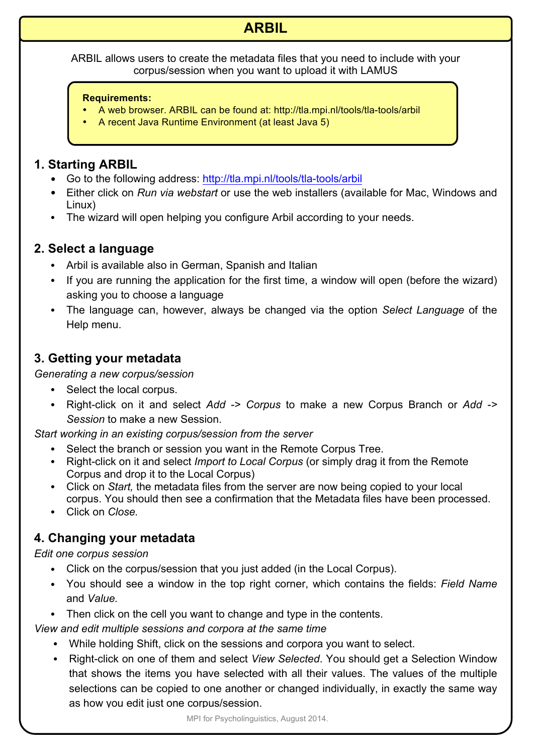# ARBIL

ARBIL allows users to create the metadata files that you need to include with your corpus/session when you want to upload it with LAMUS

**Requirements:**

- A web browser. ARBIL can be found at: http://tla.mpi.nl/tools/tla-tools/arbil
- A recent Java Runtime Environment (at least Java 5)

## 1. Starting ARBIL

- Go to the following address: http://tla.mpi.nl/tools/tla-tools/arbil
- Either click on *Run via webstart* or use the web installers (available for Mac, Windows and Linux)
- The wizard will open helping you configure Arbil according to your needs.

## 2. Select a language

- Arbil is available also in German, Spanish and Italian
- If you are running the application for the first time, a window will open (before the wizard) asking you to choose a language
- The language can, however, always be changed via the option *Select Language* of the Help menu.

## 3. Getting your metadata

*Generating a new corpus/session*

- Select the local corpus.
- Right-click on it and select *Add -> Corpus* to make a new Corpus Branch or *Add -> Session* to make a new Session.

*Start working in an existing corpus/session from the server*

- Select the branch or session you want in the Remote Corpus Tree.
- Right-click on it and select *Import to Local Corpus* (or simply drag it from the Remote Corpus and drop it to the Local Corpus)
- Click on *Start,* the metadata files from the server are now being copied to your local corpus. You should then see a confirmation that the Metadata files have been processed.
- Click on *Close.*

## 4. Changing your metadata

*Edit one corpus session*

- Click on the corpus/session that you just added (in the Local Corpus).
- You should see a window in the top right corner, which contains the fields: *Field Name* and *Value.*
- Then click on the cell you want to change and type in the contents.

*View and edit multiple sessions and corpora at the same time*

- While holding Shift, click on the sessions and corpora you want to select.
- Right-click on one of them and select *View Selected*. You should get a Selection Window that shows the items you have selected with all their values. The values of the multiple selections can be copied to one another or changed individually, in exactly the same way as how you edit just one corpus/session.

MPI for Psycholinguistics, August 2014.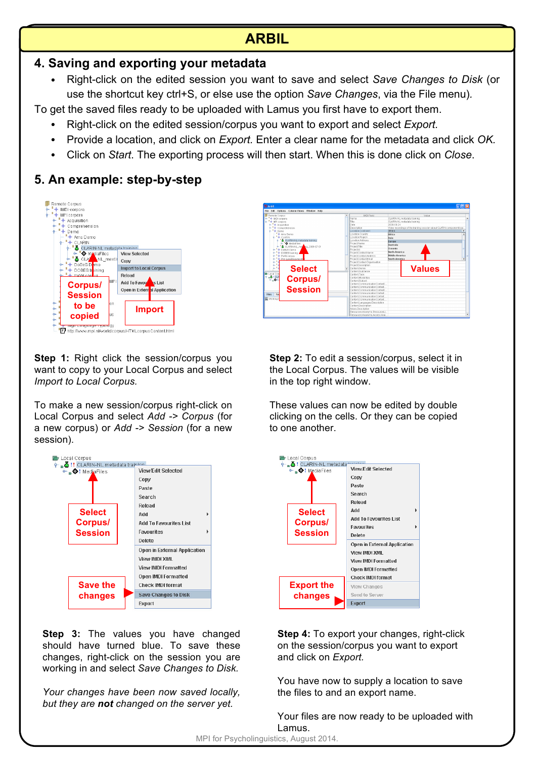# ARBIL

## 4. Saving and exporting your metadata

- Right-click on the edited session you want to save and select *Save Changes to Disk* (or use the shortcut key ctrl+S, or else use the option *Save Changes*, via the File menu).

To get the saved files ready to be uploaded with Lamus you first have to export them.

- Right-click on the edited session/corpus you want to export and select *Export.*
- Provide a location, and click on *Export*. Enter a clear name for the metadata and click *OK*.
- Click on *Start*. The exporting process will then start. When this is done click on *Close*.

## 5. An example: step-by-step

**Step 1:** Right click the session/corpus you want to copy to your Local Corpus and select *Import to Local Corpus.*

To make a new session/corpus right-click on Local Corpus and select *Add -> Corpus* (for a new corpus) or *Add -> Session* (for a new session).

**Step 2:** To edit a session/corpus, select it in the Local Corpus. The values will be visible in the top right window.

These values can now be edited by double clicking on the cells. Or they can be copied to one another.

**Step 3:** The values you have changed should have turned blue. To save these changes, right-click on the session you are working in and select *Save Changes to Disk.*

*Your changes have been now saved locally, but they are **not** changed on the server yet.*

**Step 4:** To export your changes, right-click on the session/corpus you want to export and click on *Export.*

You have now to supply a location to save the files to and an export name.

Your files are now ready to be uploaded with Lamus.

MPI for Psycholinguistics, August 2014.